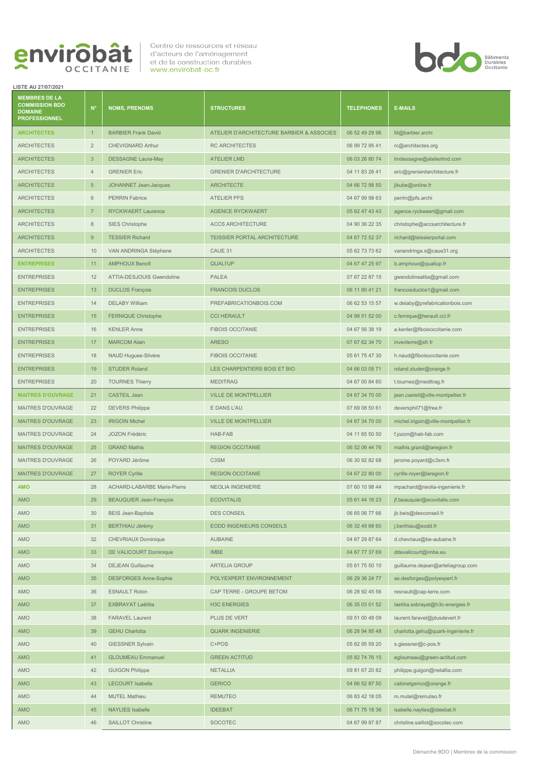envirobât OCCITANIE

Centre de ressources et réseau d'acteurs de l'aménagement et de la construction durables
www.envirobat-oc.fr

bdo Bâtiments Durables Occitanie

**LISTE AU 27/07/2021**

| MEMBRES DE LA COMMISSION BDO DOMAINE PROFESSIONNEL | N° | NOMS, PRENOMS | STRUCTURES | TELEPHONES | E-MAILS |
|---|---|---|---|---|---|
| **ARCHITECTES** | 1 | BARBIER Frank David | ATELIER D'ARCHITECTURE BARBIER & ASSOCIES | 06 52 49 29 96 | fd@barbier.archi |
| ARCHITECTES | 2 | CHEVIGNARD Arthur | RC ARCHITECTES | 06 99 72 95 41 | rc@architectes.org |
| ARCHITECTES | 3 | DESSAGNE Laura-May | ATELIER LMD | 06 03 26 80 74 | lmdessagne@atelierlmd.com |
| ARCHITECTES | 4 | GRENIER Eric | GRENIER D'ARCHITECTURE | 04 11 83 26 41 | eric@grenierdarchitecture.fr |
| ARCHITECTES | 5 | JOHANNET Jean-Jacques | ARCHITECTE | 04 66 72 98 50 | jikube@online.fr |
| ARCHITECTES | 6 | PERRIN Fabrice | ATELIER PFS | 04 67 99 98 63 | perrin@pfs.archi |
| ARCHITECTES | 7 | RYCKWAERT Laurence | AGENCE RYCKWAERT | 05 62 47 43 43 | agence.ryckwaert@gmail.com |
| ARCHITECTES | 8 | SIES Christophe | ACCS ARCHITECTURE | 04 90 36 22 35 | christophe@accsarchitecture.fr |
| ARCHITECTES | 9 | TESSIER Richard | TEISSIER PORTAL ARCHITECTURE | 04 67 72 52 37 | richard@teissierportal.com |
| ARCHITECTES | 10 | VAN ANDRINGA Stéphane | CAUE 31 | 05 62 73 73 62 | vanandringa.s@caue31.org |
| **ENTREPRISES** | 11 | AMPHOUX Benoît | QUALI'UP | 04 67 47 25 97 | b.amphoux@qualiup.fr |
| ENTREPRISES | 12 | ATTIA-DESJOUIS Gwendoline | PALEA | 07 67 22 87 15 | gwendolineattia@gmail.com |
| ENTREPRISES | 13 | DUCLOS François | FRANCOIS DUCLOS | 06 11 80 41 21 | francoisduclos1@gmail.com |
| ENTREPRISES | 14 | DELABY William | PREFABRICATIONBOIS.COM | 06 62 53 15 57 | w.delaby@prefabricationbois.com |
| ENTREPRISES | 15 | FERNIQUE Christophe | CCI HERAULT | 04 99 51 52 00 | c.fernique@herault.cci.fr |
| ENTREPRISES | 16 | KENLER Anne | FIBOIS OCCITANIE | 04 67 56 38 19 | a.kenler@fiboisoccitanie.com |
| ENTREPRISES | 17 | MARCOM Alain | ARESO | 07 67 62 34 70 | inventerre@sfr.fr |
| ENTREPRISES | 18 | NAUD Hugues-Silvère | FIBOIS OCCITANIE | 05 61 75 47 30 | h.naud@fiboisoccitanie.com |
| ENTREPRISES | 19 | STUDER Roland | LES CHARPENTIERS BOIS ET BIO | 04 66 03 08 71 | roland.studer@orange.fr |
| ENTREPRISES | 20 | TOURNES Thierry | MEDITRAG | 04 67 00 84 60 | t.tournes@meditrag.fr |
| **MAITRES D'OUVRAGE** | 21 | CASTEIL Jean | VILLE DE MONTPELLIER | 04 67 34 70 00 | jean.casteil@ville-montpellier.fr |
| MAITRES D'OUVRAGE | 22 | DEVERS Philippe | E DANS L'AU | 07 69 08 50 61 | deversphil71@free.fr |
| MAITRES D'OUVRAGE | 23 | IRIGOIN Michel | VILLE DE MONTPELLIER | 04 67 34 70 00 | michel.irigoin@ville-montpellier.fr |
| MAITRES D'OUVRAGE | 24 | JOZON Frédéric | HAB-FAB | 04 11 65 50 50 | f.jozon@hab-fab.com |
| MAITRES D'OUVRAGE | 25 | GRAND Mathis | REGION OCCITANIE | 06 52 06 44 76 | mathis.grand@laregion.fr |
| MAITRES D'OUVRAGE | 26 | POYARD Jérôme | C3SM | 06 30 92 82 68 | jerome.poyard@c3sm.fr |
| MAITRES D'OUVRAGE | 27 | ROYER Cyrille | REGION OCCITANIE | 04 67 22 80 00 | cyrille.royer@laregion.fr |
| **AMO** | 28 | ACHARD-LABARBE Marie-Pierre | NEOLIA INGENIERIE | 07 60 10 98 44 | mpachard@neolia-ingenierie.fr |
| AMO | 29 | BEAUQUIER Jean-François | ECOVITALIS | 05 61 44 16 23 | jf.beauquier@ecovitalis.com |
| AMO | 30 | BEIS Jean-Baptiste | DES CONSEIL | 06 65 06 77 66 | jb.beis@desconseil.fr |
| AMO | 31 | BERTHIAU Jérémy | EODD INGENIEURS CONSEILS | 06 32 49 68 60 | j.berthiau@eodd.fr |
| AMO | 32 | CHEVRIAUX Dominique | AUBAINE | 04 67 29 87 64 | d.chevriaux@be-aubaine.fr |
| AMO | 33 | DE VALICOURT Dominique | IMBE | 04 67 77 37 69 | ddevalicourt@imbe.eu |
| AMO | 34 | DEJEAN Guillaume | ARTELIA GROUP | 05 61 75 50 10 | guillaume.dejean@arteliagroup.com |
| AMO | 35 | DESFORGES Anne-Sophie | POLYEXPERT ENVIRONNEMENT | 06 29 36 24 77 | as.desforges@polyexpert.fr |
| AMO | 36 | ESNAULT Robin | CAP TERRE - GROUPE BETOM | 06 28 92 45 56 | resnault@cap-terre.com |
| AMO | 37 | EXBRAYAT Laëtitia | H3C ENERGIES | 06 35 03 01 52 | laetitia.exbrayat@h3c-energies.fr |
| AMO | 38 | FARAVEL Laurent | PLUS DE VERT | 09 51 00 48 09 | laurent.faravel@plusdevert.fr |
| AMO | 39 | GEHU Charlotta | QUARK INGENIERIE | 06 28 94 95 48 | charlotta.gehu@quark-ingenierie.fr |
| AMO | 40 | GIESSNER Sylvain | C+POS | 05 82 95 59 20 | s.giessner@c-pos.fr |
| AMO | 41 | GLOUMEAU Emmanuel | GREEN ACTITUD | 05 82 74 76 15 | egloumeau@green-actitud.com |
| AMO | 42 | GUIGON Philippe | NETALLIA | 09 81 67 20 82 | philippe.guigon@netallia.com |
| AMO | 43 | LECOURT Isabelle | GERICO | 04 66 52 87 50 | cabinetgerico@orange.fr |
| AMO | 44 | MUTEL Mathieu | REMUTEO | 06 83 42 18 05 | m.mutel@remuteo.fr |
| AMO | 45 | NAYLIES Isabelle | IDEEBAT | 06 71 75 18 36 | isabelle.naylies@ideebat.fr |
| AMO | 46 | SAILLOT Christine | SOCOTEC | 04 67 99 87 87 | christine.saillot@socotec.com |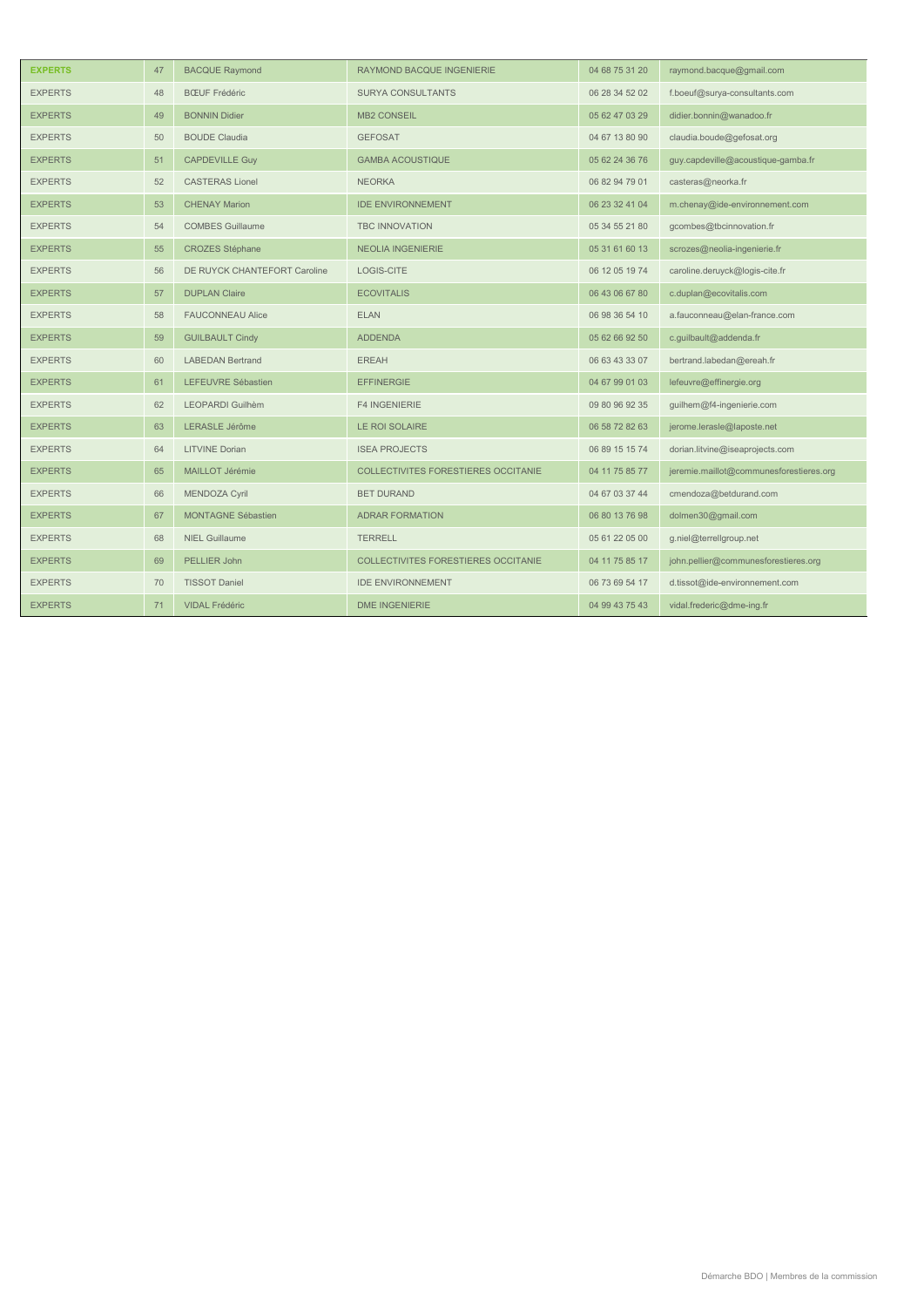| | | | | | |
|---|---|---|---|---|---|
| EXPERTS | 47 | BACQUE Raymond | RAYMOND BACQUE INGENIERIE | 04 68 75 31 20 | raymond.bacque@gmail.com |
| EXPERTS | 48 | BŒUF Frédéric | SURYA CONSULTANTS | 06 28 34 52 02 | f.boeuf@surya-consultants.com |
| EXPERTS | 49 | BONNIN Didier | MB2 CONSEIL | 05 62 47 03 29 | didier.bonnin@wanadoo.fr |
| EXPERTS | 50 | BOUDE Claudia | GEFOSAT | 04 67 13 80 90 | claudia.boude@gefosat.org |
| EXPERTS | 51 | CAPDEVILLE Guy | GAMBA ACOUSTIQUE | 05 62 24 36 76 | guy.capdeville@acoustique-gamba.fr |
| EXPERTS | 52 | CASTERAS Lionel | NEORKA | 06 82 94 79 01 | casteras@neorka.fr |
| EXPERTS | 53 | CHENAY Marion | IDE ENVIRONNEMENT | 06 23 32 41 04 | m.chenay@ide-environnement.com |
| EXPERTS | 54 | COMBES Guillaume | TBC INNOVATION | 05 34 55 21 80 | gcombes@tbcinnovation.fr |
| EXPERTS | 55 | CROZES Stéphane | NEOLIA INGENIERIE | 05 31 61 60 13 | scrozes@neolia-ingenierie.fr |
| EXPERTS | 56 | DE RUYCK CHANTEFORT Caroline | LOGIS-CITE | 06 12 05 19 74 | caroline.deruyck@logis-cite.fr |
| EXPERTS | 57 | DUPLAN Claire | ECOVITALIS | 06 43 06 67 80 | c.duplan@ecovitalis.com |
| EXPERTS | 58 | FAUCONNEAU Alice | ELAN | 06 98 36 54 10 | a.fauconneau@elan-france.com |
| EXPERTS | 59 | GUILBAULT Cindy | ADDENDA | 05 62 66 92 50 | c.guilbault@addenda.fr |
| EXPERTS | 60 | LABEDAN Bertrand | EREAH | 06 63 43 33 07 | bertrand.labedan@ereah.fr |
| EXPERTS | 61 | LEFEUVRE Sébastien | EFFINERGIE | 04 67 99 01 03 | lefeuvre@effinergie.org |
| EXPERTS | 62 | LEOPARDI Guilhèm | F4 INGENIERIE | 09 80 96 92 35 | guilhem@f4-ingenierie.com |
| EXPERTS | 63 | LERASLE Jérôme | LE ROI SOLAIRE | 06 58 72 82 63 | jerome.lerasle@laposte.net |
| EXPERTS | 64 | LITVINE Dorian | ISEA PROJECTS | 06 89 15 15 74 | dorian.litvine@iseaprojects.com |
| EXPERTS | 65 | MAILLOT Jérémie | COLLECTIVITES FORESTIERES OCCITANIE | 04 11 75 85 77 | jeremie.maillot@communesforestieres.org |
| EXPERTS | 66 | MENDOZA Cyril | BET DURAND | 04 67 03 37 44 | cmendoza@betdurand.com |
| EXPERTS | 67 | MONTAGNE Sébastien | ADRAR FORMATION | 06 80 13 76 98 | dolmen30@gmail.com |
| EXPERTS | 68 | NIEL Guillaume | TERRELL | 05 61 22 05 00 | g.niel@terrellgroup.net |
| EXPERTS | 69 | PELLIER John | COLLECTIVITES FORESTIERES OCCITANIE | 04 11 75 85 17 | john.pellier@communesforestieres.org |
| EXPERTS | 70 | TISSOT Daniel | IDE ENVIRONNEMENT | 06 73 69 54 17 | d.tissot@ide-environnement.com |
| EXPERTS | 71 | VIDAL Frédéric | DME INGENIERIE | 04 99 43 75 43 | vidal.frederic@dme-ing.fr |